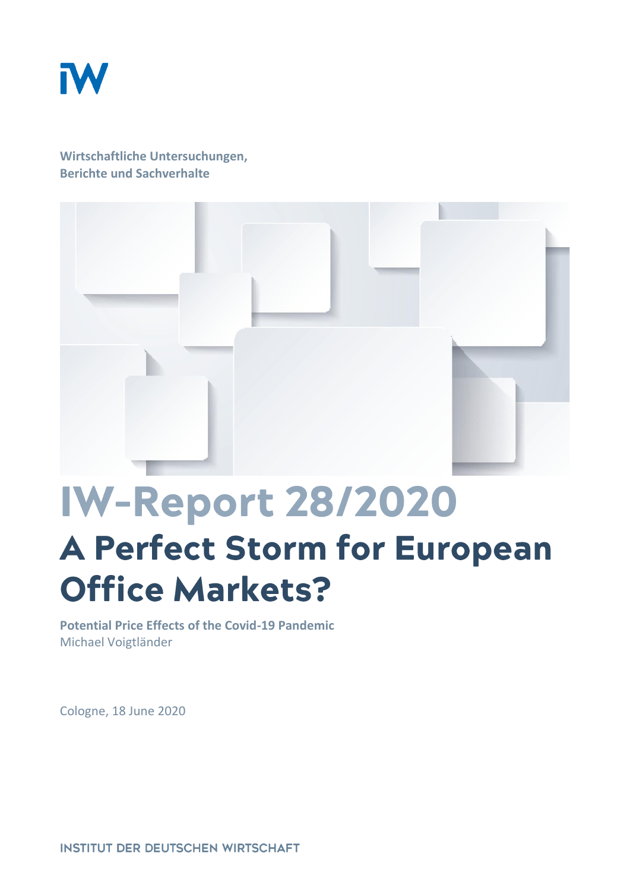Wirtschaftliche Untersuchungen,
Berichte und Sachverhalte

# IW-Report 28/2020

## A Perfect Storm for European Office Markets?

**Potential Price Effects of the Covid-19 Pandemic**
Michael Voigtländer

Cologne, 18 June 2020

INSTITUT DER DEUTSCHEN WIRTSCHAFT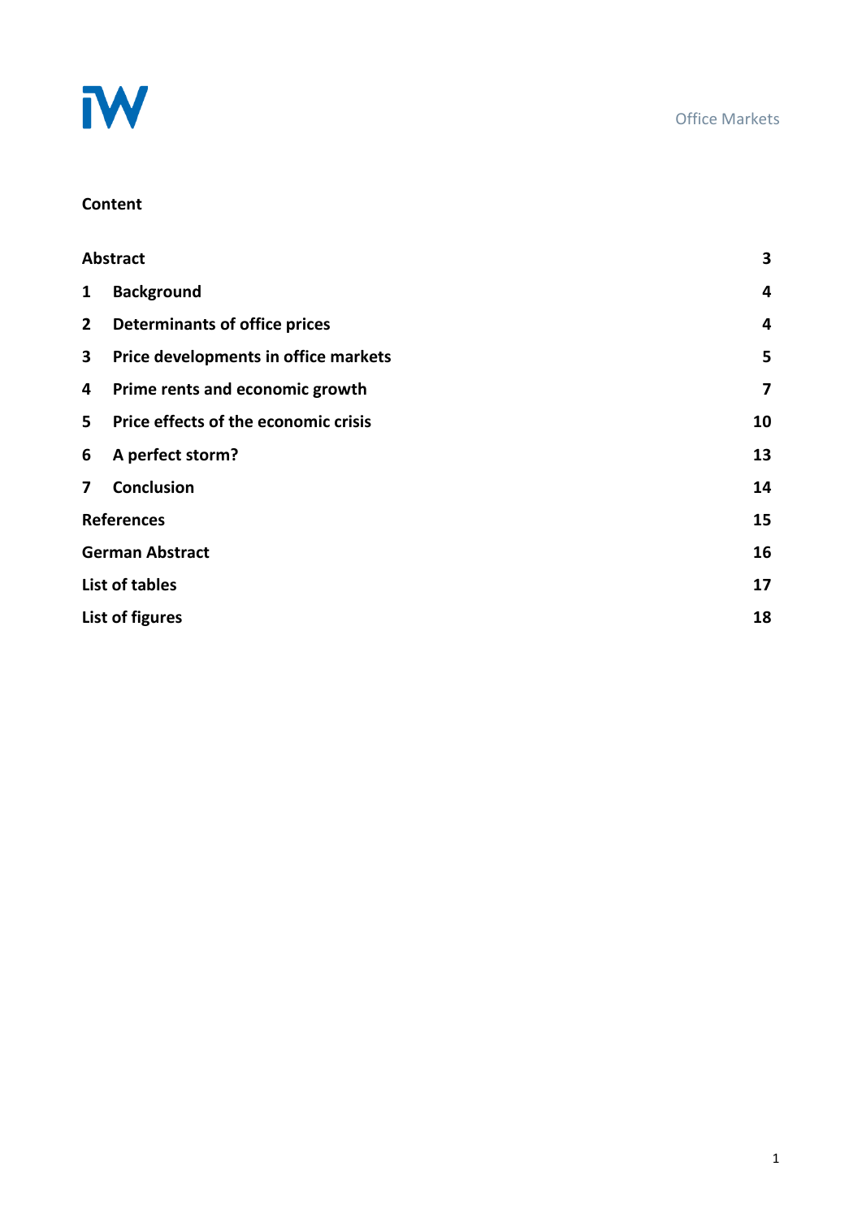## Content

| | | |
|---|---|---|
| Abstract | | 3 |
| 1 | Background | 4 |
| 2 | Determinants of office prices | 4 |
| 3 | Price developments in office markets | 5 |
| 4 | Prime rents and economic growth | 7 |
| 5 | Price effects of the economic crisis | 10 |
| 6 | A perfect storm? | 13 |
| 7 | Conclusion | 14 |
| References | | 15 |
| German Abstract | | 16 |
| List of tables | | 17 |
| List of figures | | 18 |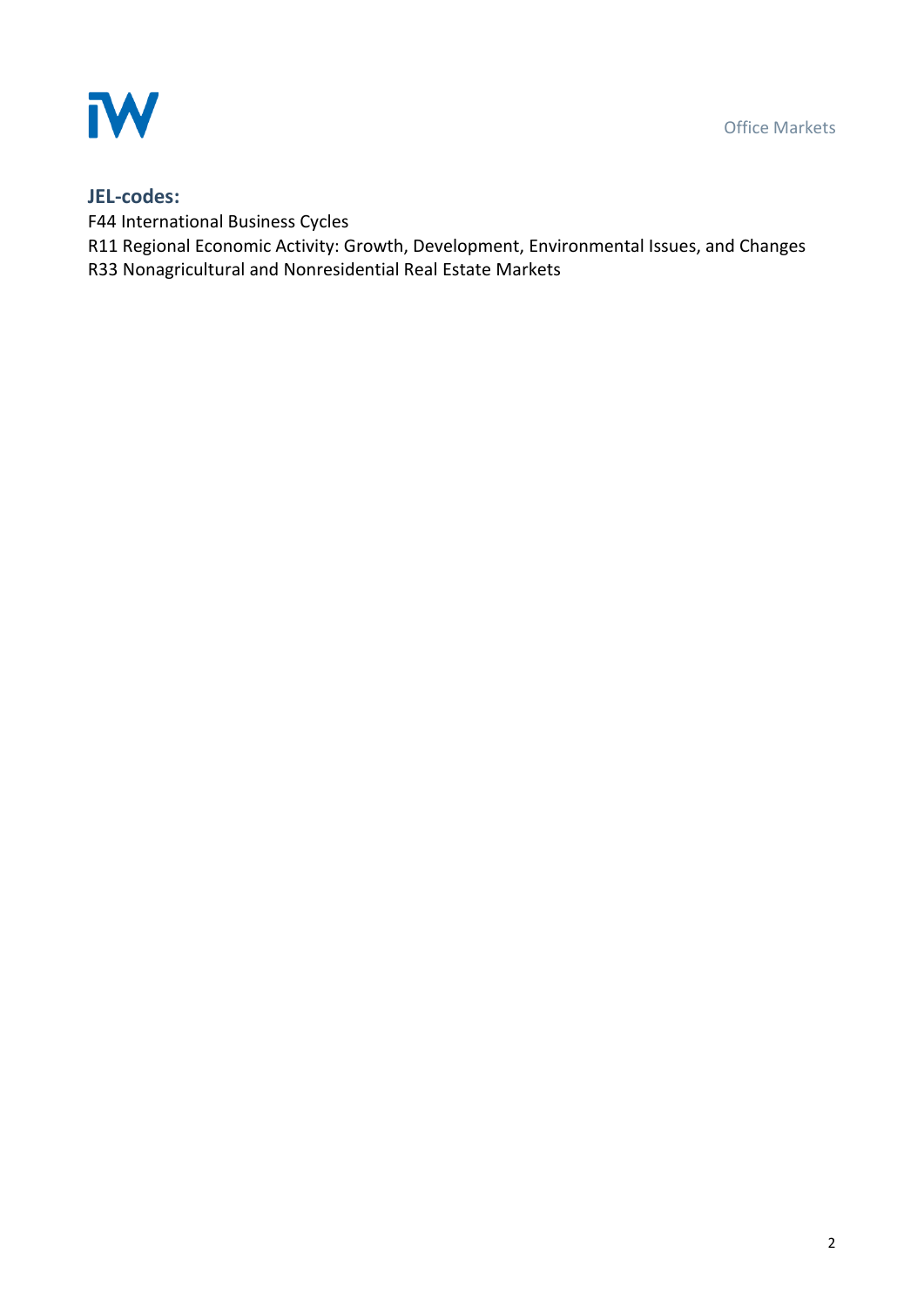**JEL-codes:**

F44 International Business Cycles
R11 Regional Economic Activity: Growth, Development, Environmental Issues, and Changes
R33 Nonagricultural and Nonresidential Real Estate Markets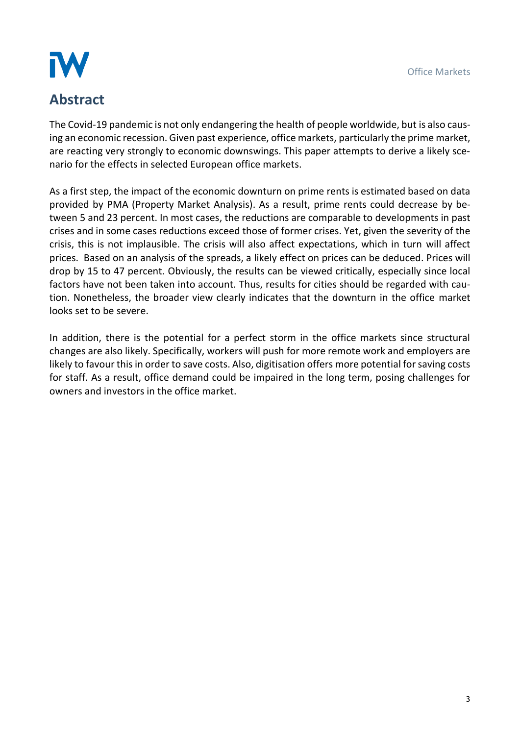# Abstract

The Covid-19 pandemic is not only endangering the health of people worldwide, but is also causing an economic recession. Given past experience, office markets, particularly the prime market, are reacting very strongly to economic downswings. This paper attempts to derive a likely scenario for the effects in selected European office markets.

As a first step, the impact of the economic downturn on prime rents is estimated based on data provided by PMA (Property Market Analysis). As a result, prime rents could decrease by between 5 and 23 percent. In most cases, the reductions are comparable to developments in past crises and in some cases reductions exceed those of former crises. Yet, given the severity of the crisis, this is not implausible. The crisis will also affect expectations, which in turn will affect prices. Based on an analysis of the spreads, a likely effect on prices can be deduced. Prices will drop by 15 to 47 percent. Obviously, the results can be viewed critically, especially since local factors have not been taken into account. Thus, results for cities should be regarded with caution. Nonetheless, the broader view clearly indicates that the downturn in the office market looks set to be severe.

In addition, there is the potential for a perfect storm in the office markets since structural changes are also likely. Specifically, workers will push for more remote work and employers are likely to favour this in order to save costs. Also, digitisation offers more potential for saving costs for staff. As a result, office demand could be impaired in the long term, posing challenges for owners and investors in the office market.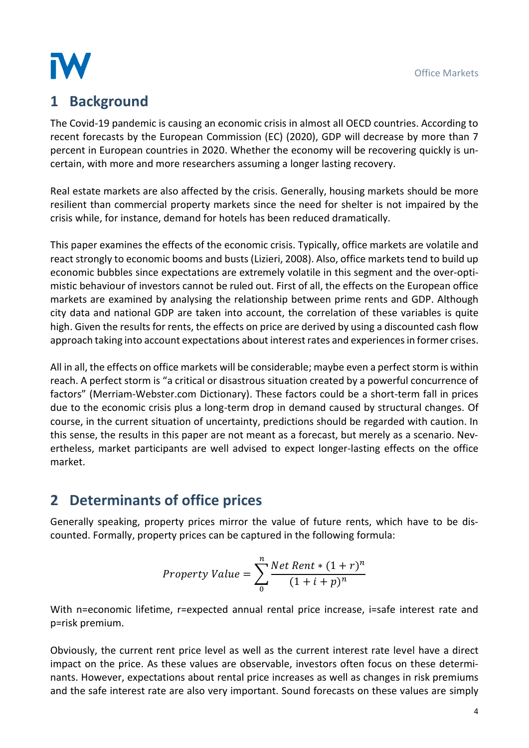# 1 Background

The Covid-19 pandemic is causing an economic crisis in almost all OECD countries. According to recent forecasts by the European Commission (EC) (2020), GDP will decrease by more than 7 percent in European countries in 2020. Whether the economy will be recovering quickly is uncertain, with more and more researchers assuming a longer lasting recovery.

Real estate markets are also affected by the crisis. Generally, housing markets should be more resilient than commercial property markets since the need for shelter is not impaired by the crisis while, for instance, demand for hotels has been reduced dramatically.

This paper examines the effects of the economic crisis. Typically, office markets are volatile and react strongly to economic booms and busts (Lizieri, 2008). Also, office markets tend to build up economic bubbles since expectations are extremely volatile in this segment and the over-optimistic behaviour of investors cannot be ruled out. First of all, the effects on the European office markets are examined by analysing the relationship between prime rents and GDP. Although city data and national GDP are taken into account, the correlation of these variables is quite high. Given the results for rents, the effects on price are derived by using a discounted cash flow approach taking into account expectations about interest rates and experiences in former crises.

All in all, the effects on office markets will be considerable; maybe even a perfect storm is within reach. A perfect storm is "a critical or disastrous situation created by a powerful concurrence of factors" (Merriam-Webster.com Dictionary). These factors could be a short-term fall in prices due to the economic crisis plus a long-term drop in demand caused by structural changes. Of course, in the current situation of uncertainty, predictions should be regarded with caution. In this sense, the results in this paper are not meant as a forecast, but merely as a scenario. Nevertheless, market participants are well advised to expect longer-lasting effects on the office market.

# 2 Determinants of office prices

Generally speaking, property prices mirror the value of future rents, which have to be discounted. Formally, property prices can be captured in the following formula:

$$Property\ Value = \sum_{0}^{n} \frac{Net\ Rent * (1+r)^n}{(1+i+p)^n}$$

With n=economic lifetime, r=expected annual rental price increase, i=safe interest rate and p=risk premium.

Obviously, the current rent price level as well as the current interest rate level have a direct impact on the price. As these values are observable, investors often focus on these determinants. However, expectations about rental price increases as well as changes in risk premiums and the safe interest rate are also very important. Sound forecasts on these values are simply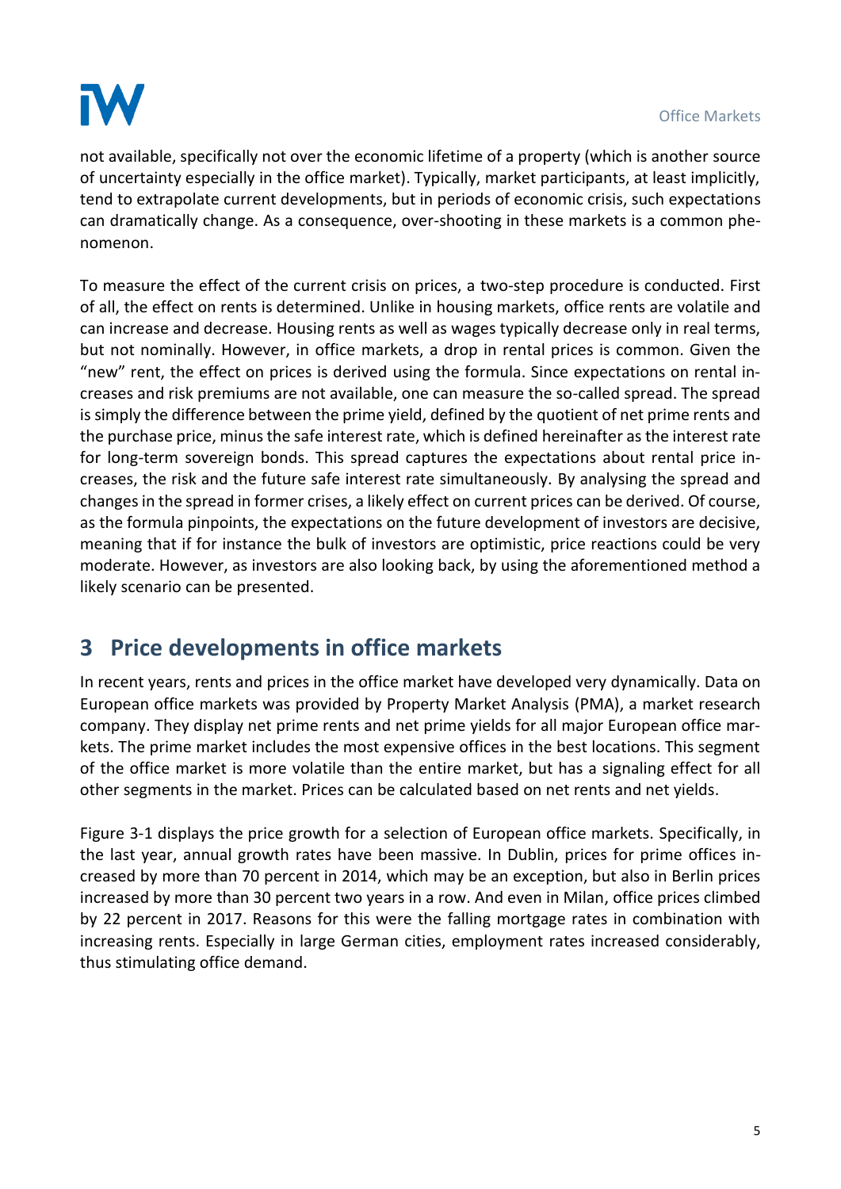not available, specifically not over the economic lifetime of a property (which is another source of uncertainty especially in the office market). Typically, market participants, at least implicitly, tend to extrapolate current developments, but in periods of economic crisis, such expectations can dramatically change. As a consequence, over-shooting in these markets is a common phenomenon.

To measure the effect of the current crisis on prices, a two-step procedure is conducted. First of all, the effect on rents is determined. Unlike in housing markets, office rents are volatile and can increase and decrease. Housing rents as well as wages typically decrease only in real terms, but not nominally. However, in office markets, a drop in rental prices is common. Given the "new" rent, the effect on prices is derived using the formula. Since expectations on rental increases and risk premiums are not available, one can measure the so-called spread. The spread is simply the difference between the prime yield, defined by the quotient of net prime rents and the purchase price, minus the safe interest rate, which is defined hereinafter as the interest rate for long-term sovereign bonds. This spread captures the expectations about rental price increases, the risk and the future safe interest rate simultaneously. By analysing the spread and changes in the spread in former crises, a likely effect on current prices can be derived. Of course, as the formula pinpoints, the expectations on the future development of investors are decisive, meaning that if for instance the bulk of investors are optimistic, price reactions could be very moderate. However, as investors are also looking back, by using the aforementioned method a likely scenario can be presented.

## 3 Price developments in office markets

In recent years, rents and prices in the office market have developed very dynamically. Data on European office markets was provided by Property Market Analysis (PMA), a market research company. They display net prime rents and net prime yields for all major European office markets. The prime market includes the most expensive offices in the best locations. This segment of the office market is more volatile than the entire market, but has a signaling effect for all other segments in the market. Prices can be calculated based on net rents and net yields.

Figure 3-1 displays the price growth for a selection of European office markets. Specifically, in the last year, annual growth rates have been massive. In Dublin, prices for prime offices increased by more than 70 percent in 2014, which may be an exception, but also in Berlin prices increased by more than 30 percent two years in a row. And even in Milan, office prices climbed by 22 percent in 2017. Reasons for this were the falling mortgage rates in combination with increasing rents. Especially in large German cities, employment rates increased considerably, thus stimulating office demand.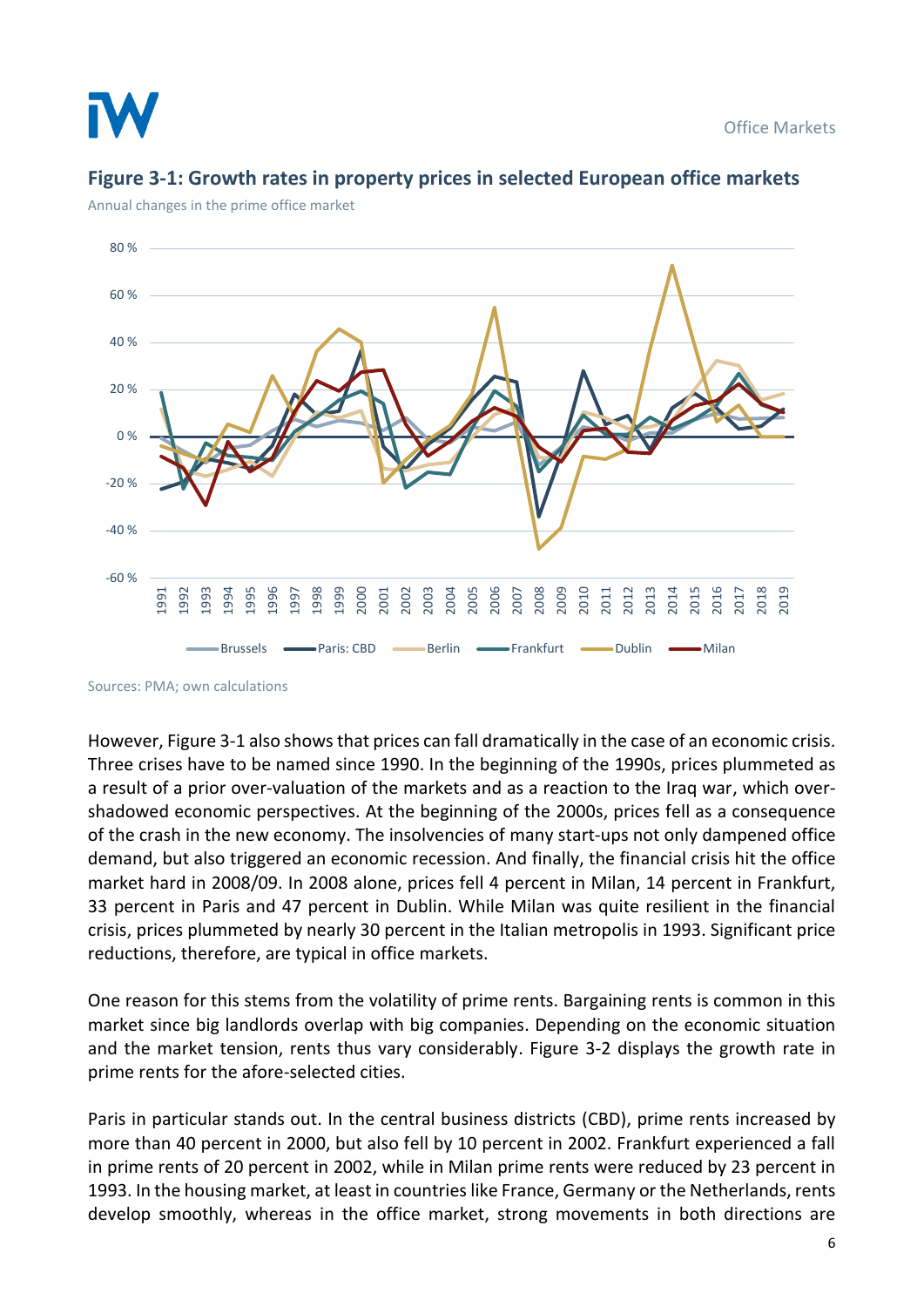**Figure 3-1: Growth rates in property prices in selected European office markets**

Annual changes in the prime office market

Sources: PMA; own calculations

However, Figure 3-1 also shows that prices can fall dramatically in the case of an economic crisis. Three crises have to be named since 1990. In the beginning of the 1990s, prices plummeted as a result of a prior over-valuation of the markets and as a reaction to the Iraq war, which over-shadowed economic perspectives. At the beginning of the 2000s, prices fell as a consequence of the crash in the new economy. The insolvencies of many start-ups not only dampened office demand, but also triggered an economic recession. And finally, the financial crisis hit the office market hard in 2008/09. In 2008 alone, prices fell 4 percent in Milan, 14 percent in Frankfurt, 33 percent in Paris and 47 percent in Dublin. While Milan was quite resilient in the financial crisis, prices plummeted by nearly 30 percent in the Italian metropolis in 1993. Significant price reductions, therefore, are typical in office markets.

One reason for this stems from the volatility of prime rents. Bargaining rents is common in this market since big landlords overlap with big companies. Depending on the economic situation and the market tension, rents thus vary considerably. Figure 3-2 displays the growth rate in prime rents for the afore-selected cities.

Paris in particular stands out. In the central business districts (CBD), prime rents increased by more than 40 percent in 2000, but also fell by 10 percent in 2002. Frankfurt experienced a fall in prime rents of 20 percent in 2002, while in Milan prime rents were reduced by 23 percent in 1993. In the housing market, at least in countries like France, Germany or the Netherlands, rents develop smoothly, whereas in the office market, strong movements in both directions are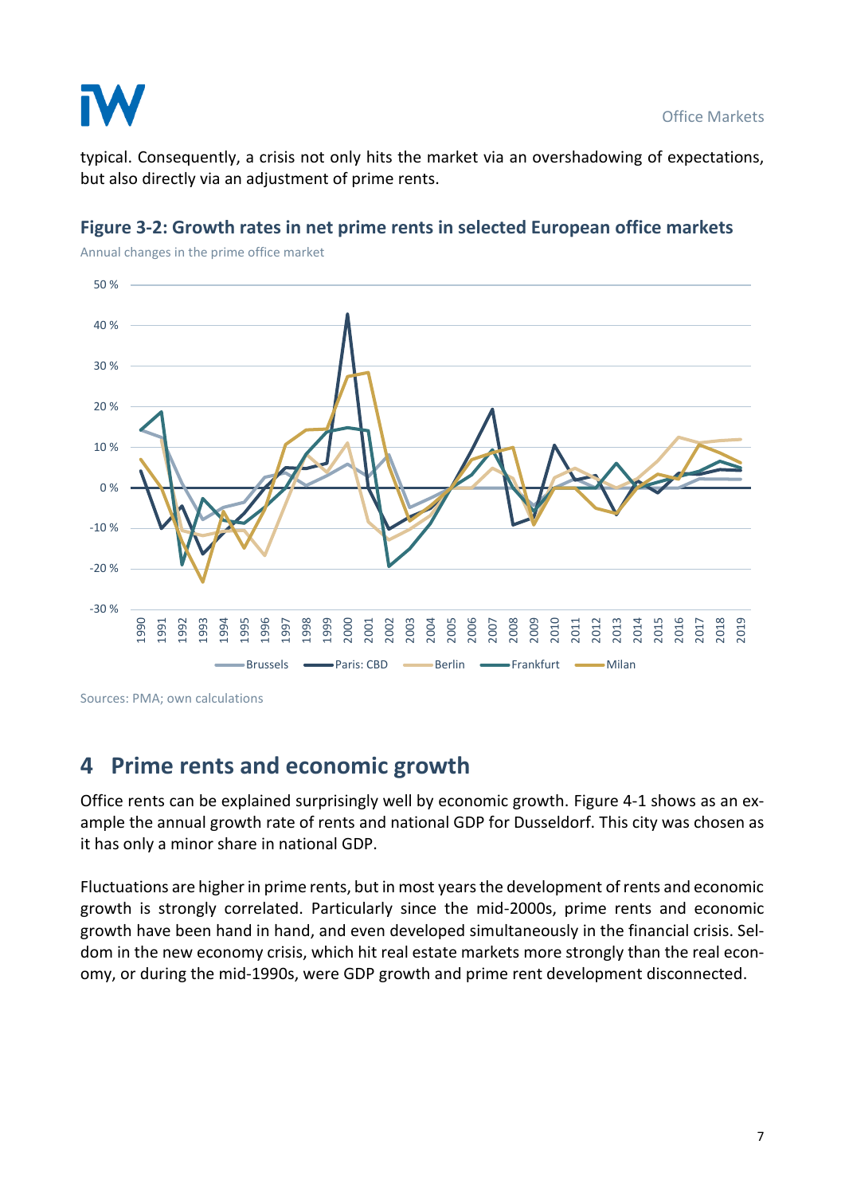typical. Consequently, a crisis not only hits the market via an overshadowing of expectations, but also directly via an adjustment of prime rents.

**Figure 3-2: Growth rates in net prime rents in selected European office markets**

Annual changes in the prime office market

Sources: PMA; own calculations

## 4 Prime rents and economic growth

Office rents can be explained surprisingly well by economic growth. Figure 4-1 shows as an example the annual growth rate of rents and national GDP for Dusseldorf. This city was chosen as it has only a minor share in national GDP.

Fluctuations are higher in prime rents, but in most years the development of rents and economic growth is strongly correlated. Particularly since the mid-2000s, prime rents and economic growth have been hand in hand, and even developed simultaneously in the financial crisis. Seldom in the new economy crisis, which hit real estate markets more strongly than the real economy, or during the mid-1990s, were GDP growth and prime rent development disconnected.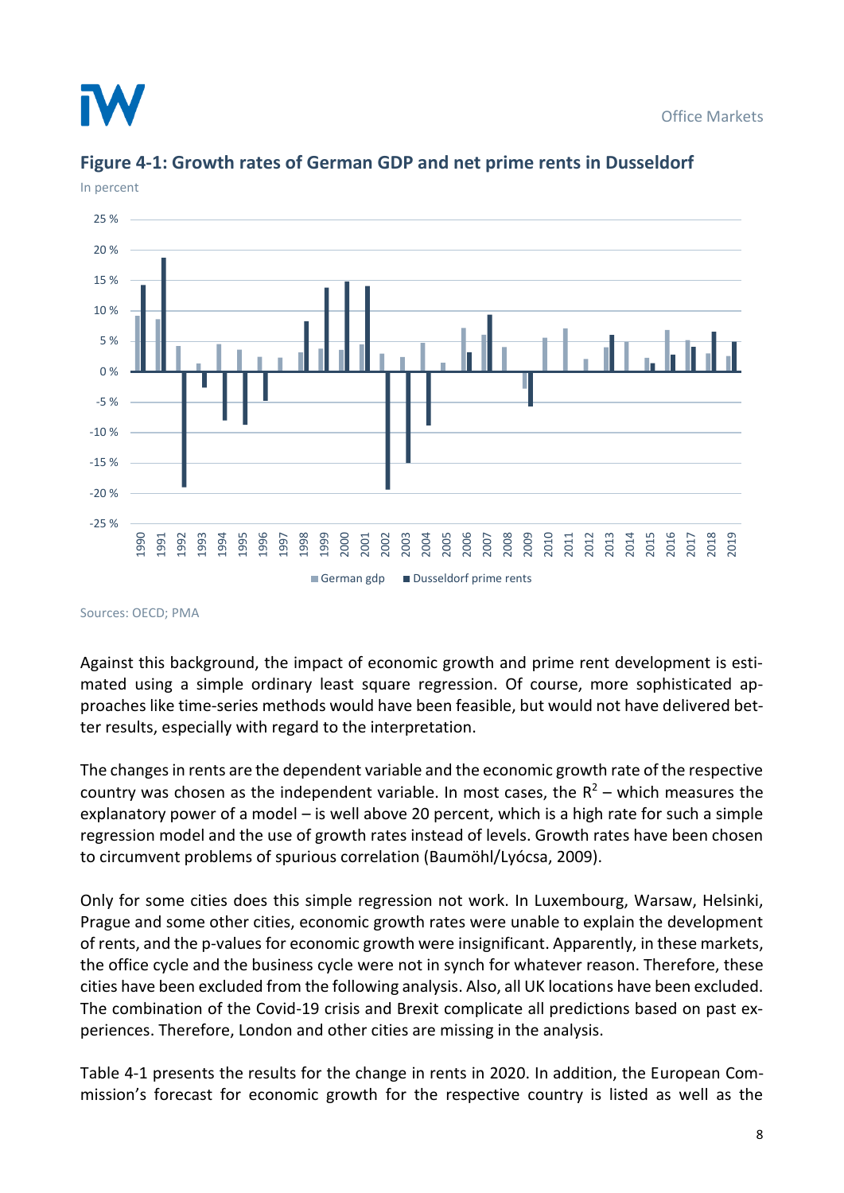## Figure 4-1: Growth rates of German GDP and net prime rents in Dusseldorf

In percent

Sources: OECD; PMA

Against this background, the impact of economic growth and prime rent development is estimated using a simple ordinary least square regression. Of course, more sophisticated approaches like time-series methods would have been feasible, but would not have delivered better results, especially with regard to the interpretation.

The changes in rents are the dependent variable and the economic growth rate of the respective country was chosen as the independent variable. In most cases, the $R^2$ – which measures the explanatory power of a model – is well above 20 percent, which is a high rate for such a simple regression model and the use of growth rates instead of levels. Growth rates have been chosen to circumvent problems of spurious correlation (Baumöhl/Lyócsa, 2009).

Only for some cities does this simple regression not work. In Luxembourg, Warsaw, Helsinki, Prague and some other cities, economic growth rates were unable to explain the development of rents, and the p-values for economic growth were insignificant. Apparently, in these markets, the office cycle and the business cycle were not in synch for whatever reason. Therefore, these cities have been excluded from the following analysis. Also, all UK locations have been excluded. The combination of the Covid-19 crisis and Brexit complicate all predictions based on past experiences. Therefore, London and other cities are missing in the analysis.

Table 4-1 presents the results for the change in rents in 2020. In addition, the European Commission's forecast for economic growth for the respective country is listed as well as the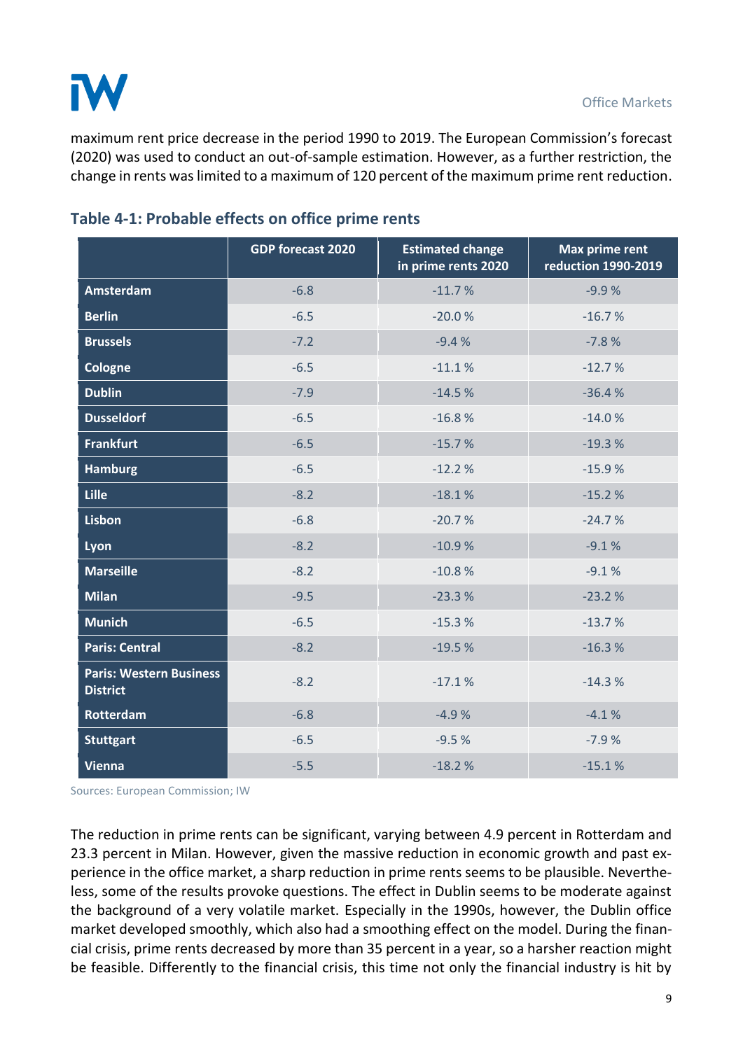maximum rent price decrease in the period 1990 to 2019. The European Commission's forecast (2020) was used to conduct an out-of-sample estimation. However, as a further restriction, the change in rents was limited to a maximum of 120 percent of the maximum prime rent reduction.

### Table 4-1: Probable effects on office prime rents

| | GDP forecast 2020 | Estimated change in prime rents 2020 | Max prime rent reduction 1990-2019 |
|---|---|---|---|
| **Amsterdam** | -6.8 | -11.7 % | -9.9 % |
| **Berlin** | -6.5 | -20.0 % | -16.7 % |
| **Brussels** | -7.2 | -9.4 % | -7.8 % |
| **Cologne** | -6.5 | -11.1 % | -12.7 % |
| **Dublin** | -7.9 | -14.5 % | -36.4 % |
| **Dusseldorf** | -6.5 | -16.8 % | -14.0 % |
| **Frankfurt** | -6.5 | -15.7 % | -19.3 % |
| **Hamburg** | -6.5 | -12.2 % | -15.9 % |
| **Lille** | -8.2 | -18.1 % | -15.2 % |
| **Lisbon** | -6.8 | -20.7 % | -24.7 % |
| **Lyon** | -8.2 | -10.9 % | -9.1 % |
| **Marseille** | -8.2 | -10.8 % | -9.1 % |
| **Milan** | -9.5 | -23.3 % | -23.2 % |
| **Munich** | -6.5 | -15.3 % | -13.7 % |
| **Paris: Central** | -8.2 | -19.5 % | -16.3 % |
| **Paris: Western Business District** | -8.2 | -17.1 % | -14.3 % |
| **Rotterdam** | -6.8 | -4.9 % | -4.1 % |
| **Stuttgart** | -6.5 | -9.5 % | -7.9 % |
| **Vienna** | -5.5 | -18.2 % | -15.1 % |

Sources: European Commission; IW

The reduction in prime rents can be significant, varying between 4.9 percent in Rotterdam and 23.3 percent in Milan. However, given the massive reduction in economic growth and past experience in the office market, a sharp reduction in prime rents seems to be plausible. Nevertheless, some of the results provoke questions. The effect in Dublin seems to be moderate against the background of a very volatile market. Especially in the 1990s, however, the Dublin office market developed smoothly, which also had a smoothing effect on the model. During the financial crisis, prime rents decreased by more than 35 percent in a year, so a harsher reaction might be feasible. Differently to the financial crisis, this time not only the financial industry is hit by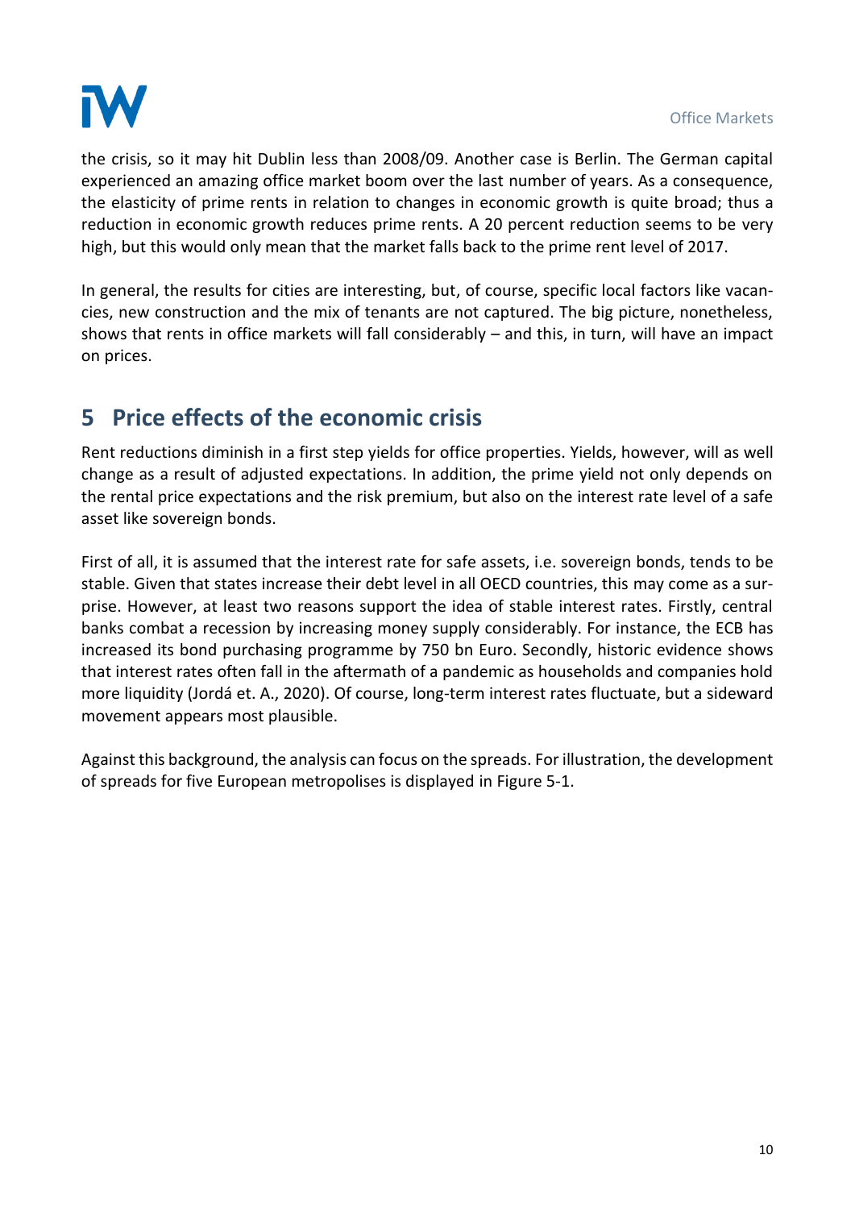the crisis, so it may hit Dublin less than 2008/09. Another case is Berlin. The German capital experienced an amazing office market boom over the last number of years. As a consequence, the elasticity of prime rents in relation to changes in economic growth is quite broad; thus a reduction in economic growth reduces prime rents. A 20 percent reduction seems to be very high, but this would only mean that the market falls back to the prime rent level of 2017.

In general, the results for cities are interesting, but, of course, specific local factors like vacancies, new construction and the mix of tenants are not captured. The big picture, nonetheless, shows that rents in office markets will fall considerably – and this, in turn, will have an impact on prices.

## 5 Price effects of the economic crisis

Rent reductions diminish in a first step yields for office properties. Yields, however, will as well change as a result of adjusted expectations. In addition, the prime yield not only depends on the rental price expectations and the risk premium, but also on the interest rate level of a safe asset like sovereign bonds.

First of all, it is assumed that the interest rate for safe assets, i.e. sovereign bonds, tends to be stable. Given that states increase their debt level in all OECD countries, this may come as a surprise. However, at least two reasons support the idea of stable interest rates. Firstly, central banks combat a recession by increasing money supply considerably. For instance, the ECB has increased its bond purchasing programme by 750 bn Euro. Secondly, historic evidence shows that interest rates often fall in the aftermath of a pandemic as households and companies hold more liquidity (Jordá et. A., 2020). Of course, long-term interest rates fluctuate, but a sideward movement appears most plausible.

Against this background, the analysis can focus on the spreads. For illustration, the development of spreads for five European metropolises is displayed in Figure 5-1.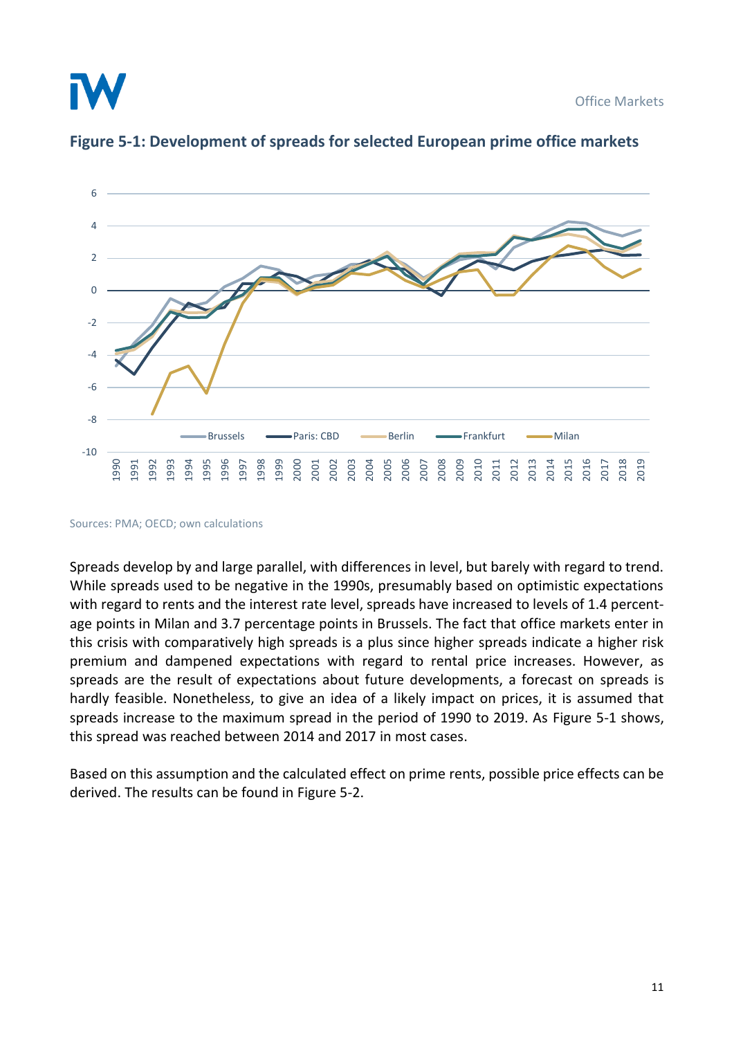### Figure 5-1: Development of spreads for selected European prime office markets

Sources: PMA; OECD; own calculations

Spreads develop by and large parallel, with differences in level, but barely with regard to trend. While spreads used to be negative in the 1990s, presumably based on optimistic expectations with regard to rents and the interest rate level, spreads have increased to levels of 1.4 percentage points in Milan and 3.7 percentage points in Brussels. The fact that office markets enter in this crisis with comparatively high spreads is a plus since higher spreads indicate a higher risk premium and dampened expectations with regard to rental price increases. However, as spreads are the result of expectations about future developments, a forecast on spreads is hardly feasible. Nonetheless, to give an idea of a likely impact on prices, it is assumed that spreads increase to the maximum spread in the period of 1990 to 2019. As Figure 5-1 shows, this spread was reached between 2014 and 2017 in most cases.

Based on this assumption and the calculated effect on prime rents, possible price effects can be derived. The results can be found in Figure 5-2.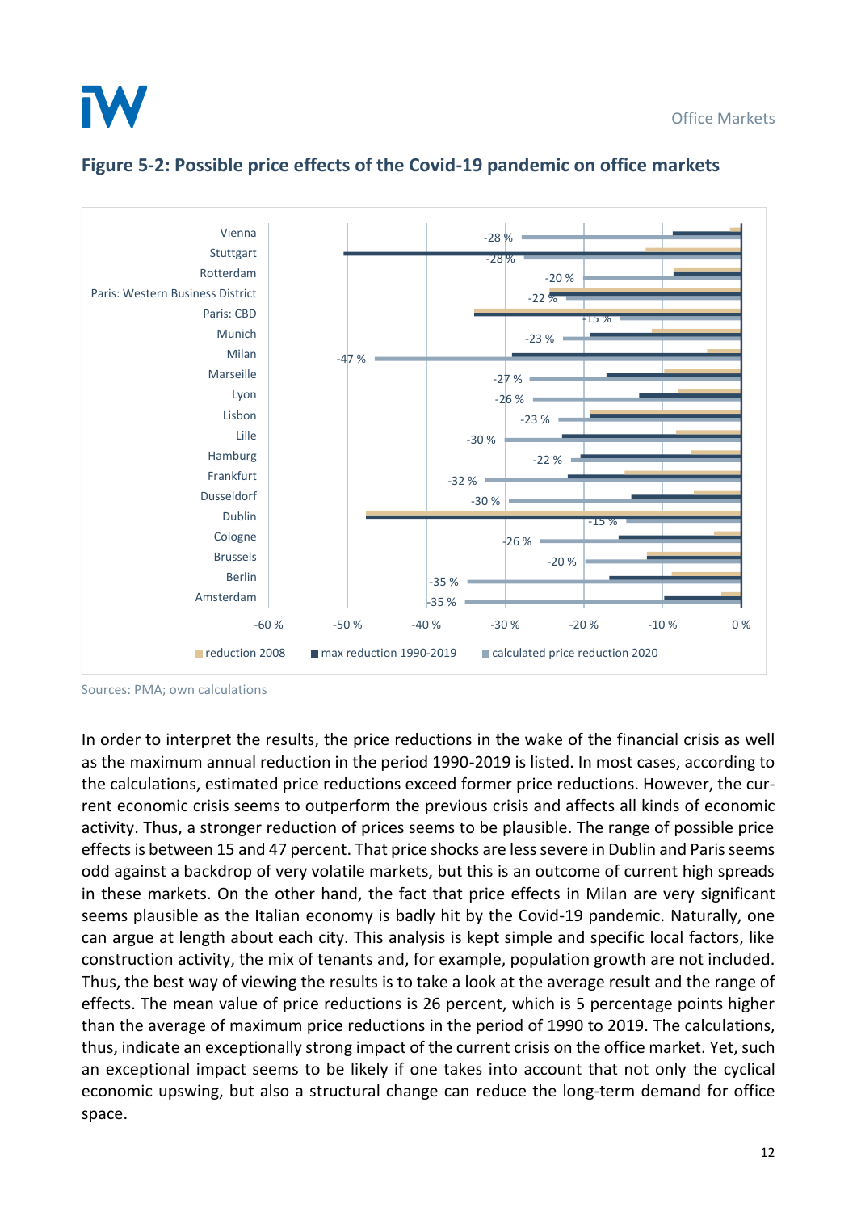## Figure 5-2: Possible price effects of the Covid-19 pandemic on office markets

| City | calculated price reduction 2020 |
| --- | --- |
| Vienna | -28 % |
| Stuttgart | -28 % |
| Rotterdam | -20 % |
| Paris: Western Business District | -22 % |
| Paris: CBD | -15 % |
| Munich | -23 % |
| Milan | -47 % |
| Marseille | -27 % |
| Lyon | -26 % |
| Lisbon | -23 % |
| Lille | -30 % |
| Hamburg | -22 % |
| Frankfurt | -32 % |
| Dusseldorf | -30 % |
| Dublin | -15 % |
| Cologne | -26 % |
| Brussels | -20 % |
| Berlin | -35 % |
| Amsterdam | -35 % |

Legend: reduction 2008; max reduction 1990-2019; calculated price reduction 2020

Sources: PMA; own calculations

In order to interpret the results, the price reductions in the wake of the financial crisis as well as the maximum annual reduction in the period 1990-2019 is listed. In most cases, according to the calculations, estimated price reductions exceed former price reductions. However, the current economic crisis seems to outperform the previous crisis and affects all kinds of economic activity. Thus, a stronger reduction of prices seems to be plausible. The range of possible price effects is between 15 and 47 percent. That price shocks are less severe in Dublin and Paris seems odd against a backdrop of very volatile markets, but this is an outcome of current high spreads in these markets. On the other hand, the fact that price effects in Milan are very significant seems plausible as the Italian economy is badly hit by the Covid-19 pandemic. Naturally, one can argue at length about each city. This analysis is kept simple and specific local factors, like construction activity, the mix of tenants and, for example, population growth are not included. Thus, the best way of viewing the results is to take a look at the average result and the range of effects. The mean value of price reductions is 26 percent, which is 5 percentage points higher than the average of maximum price reductions in the period of 1990 to 2019. The calculations, thus, indicate an exceptionally strong impact of the current crisis on the office market. Yet, such an exceptional impact seems to be likely if one takes into account that not only the cyclical economic upswing, but also a structural change can reduce the long-term demand for office space.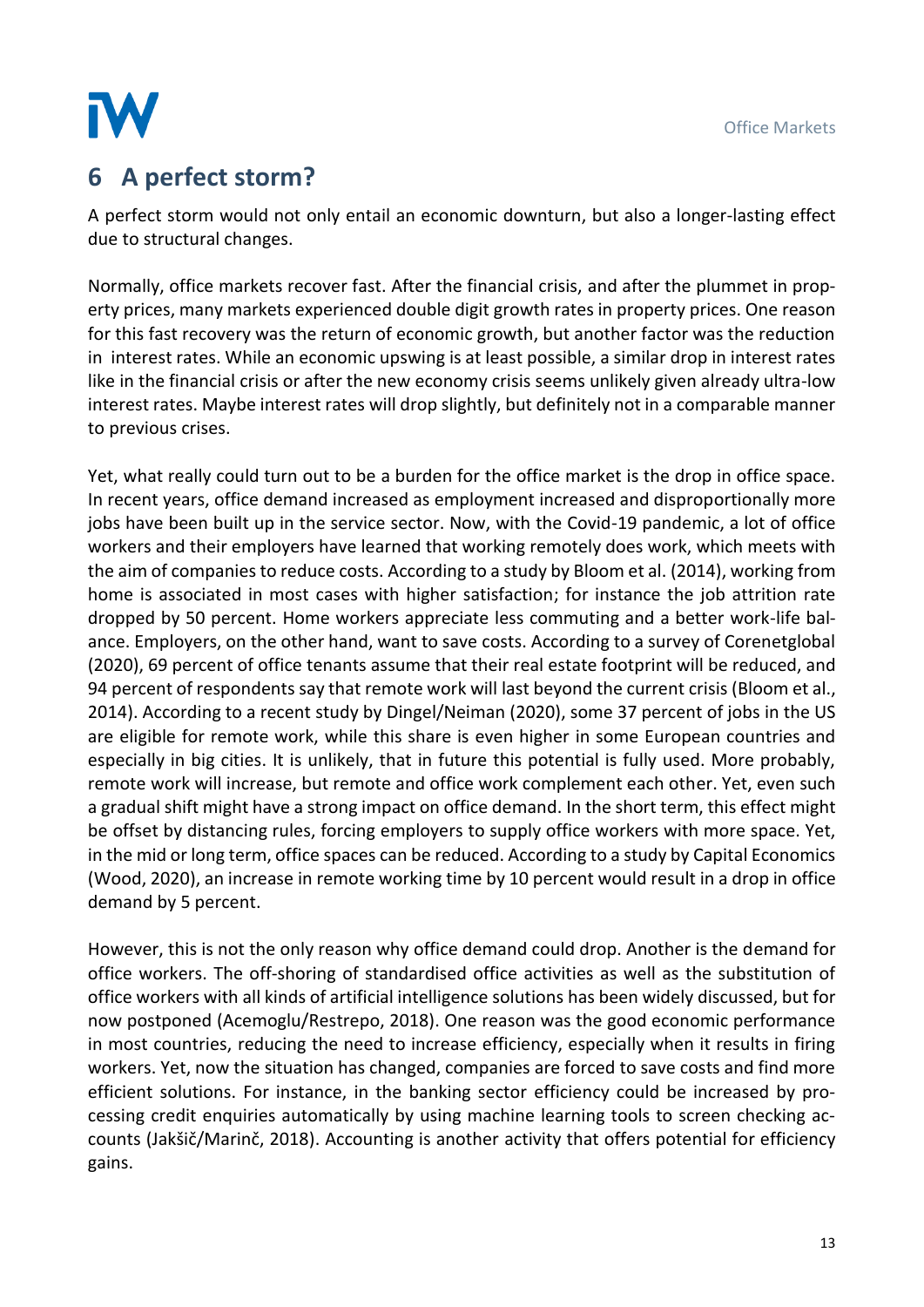## 6 A perfect storm?

A perfect storm would not only entail an economic downturn, but also a longer-lasting effect due to structural changes.

Normally, office markets recover fast. After the financial crisis, and after the plummet in property prices, many markets experienced double digit growth rates in property prices. One reason for this fast recovery was the return of economic growth, but another factor was the reduction in interest rates. While an economic upswing is at least possible, a similar drop in interest rates like in the financial crisis or after the new economy crisis seems unlikely given already ultra-low interest rates. Maybe interest rates will drop slightly, but definitely not in a comparable manner to previous crises.

Yet, what really could turn out to be a burden for the office market is the drop in office space. In recent years, office demand increased as employment increased and disproportionally more jobs have been built up in the service sector. Now, with the Covid-19 pandemic, a lot of office workers and their employers have learned that working remotely does work, which meets with the aim of companies to reduce costs. According to a study by Bloom et al. (2014), working from home is associated in most cases with higher satisfaction; for instance the job attrition rate dropped by 50 percent. Home workers appreciate less commuting and a better work-life balance. Employers, on the other hand, want to save costs. According to a survey of Corenetglobal (2020), 69 percent of office tenants assume that their real estate footprint will be reduced, and 94 percent of respondents say that remote work will last beyond the current crisis (Bloom et al., 2014). According to a recent study by Dingel/Neiman (2020), some 37 percent of jobs in the US are eligible for remote work, while this share is even higher in some European countries and especially in big cities. It is unlikely, that in future this potential is fully used. More probably, remote work will increase, but remote and office work complement each other. Yet, even such a gradual shift might have a strong impact on office demand. In the short term, this effect might be offset by distancing rules, forcing employers to supply office workers with more space. Yet, in the mid or long term, office spaces can be reduced. According to a study by Capital Economics (Wood, 2020), an increase in remote working time by 10 percent would result in a drop in office demand by 5 percent.

However, this is not the only reason why office demand could drop. Another is the demand for office workers. The off-shoring of standardised office activities as well as the substitution of office workers with all kinds of artificial intelligence solutions has been widely discussed, but for now postponed (Acemoglu/Restrepo, 2018). One reason was the good economic performance in most countries, reducing the need to increase efficiency, especially when it results in firing workers. Yet, now the situation has changed, companies are forced to save costs and find more efficient solutions. For instance, in the banking sector efficiency could be increased by processing credit enquiries automatically by using machine learning tools to screen checking accounts (Jakšič/Marinč, 2018). Accounting is another activity that offers potential for efficiency gains.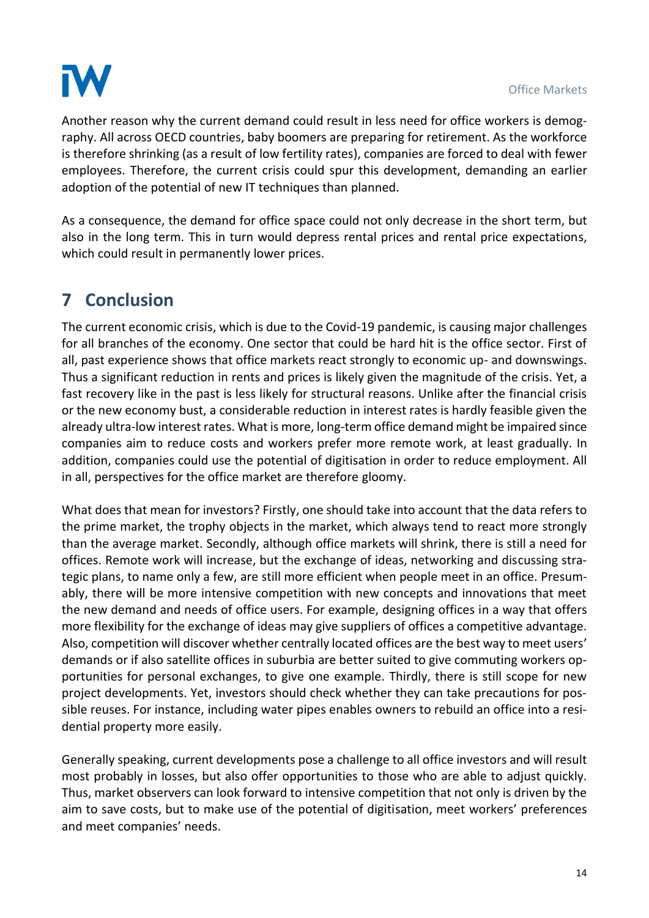Another reason why the current demand could result in less need for office workers is demography. All across OECD countries, baby boomers are preparing for retirement. As the workforce is therefore shrinking (as a result of low fertility rates), companies are forced to deal with fewer employees. Therefore, the current crisis could spur this development, demanding an earlier adoption of the potential of new IT techniques than planned.

As a consequence, the demand for office space could not only decrease in the short term, but also in the long term. This in turn would depress rental prices and rental price expectations, which could result in permanently lower prices.

# 7 Conclusion

The current economic crisis, which is due to the Covid-19 pandemic, is causing major challenges for all branches of the economy. One sector that could be hard hit is the office sector. First of all, past experience shows that office markets react strongly to economic up- and downswings. Thus a significant reduction in rents and prices is likely given the magnitude of the crisis. Yet, a fast recovery like in the past is less likely for structural reasons. Unlike after the financial crisis or the new economy bust, a considerable reduction in interest rates is hardly feasible given the already ultra-low interest rates. What is more, long-term office demand might be impaired since companies aim to reduce costs and workers prefer more remote work, at least gradually. In addition, companies could use the potential of digitisation in order to reduce employment. All in all, perspectives for the office market are therefore gloomy.

What does that mean for investors? Firstly, one should take into account that the data refers to the prime market, the trophy objects in the market, which always tend to react more strongly than the average market. Secondly, although office markets will shrink, there is still a need for offices. Remote work will increase, but the exchange of ideas, networking and discussing strategic plans, to name only a few, are still more efficient when people meet in an office. Presumably, there will be more intensive competition with new concepts and innovations that meet the new demand and needs of office users. For example, designing offices in a way that offers more flexibility for the exchange of ideas may give suppliers of offices a competitive advantage. Also, competition will discover whether centrally located offices are the best way to meet users' demands or if also satellite offices in suburbia are better suited to give commuting workers opportunities for personal exchanges, to give one example. Thirdly, there is still scope for new project developments. Yet, investors should check whether they can take precautions for possible reuses. For instance, including water pipes enables owners to rebuild an office into a residential property more easily.

Generally speaking, current developments pose a challenge to all office investors and will result most probably in losses, but also offer opportunities to those who are able to adjust quickly. Thus, market observers can look forward to intensive competition that not only is driven by the aim to save costs, but to make use of the potential of digitisation, meet workers' preferences and meet companies' needs.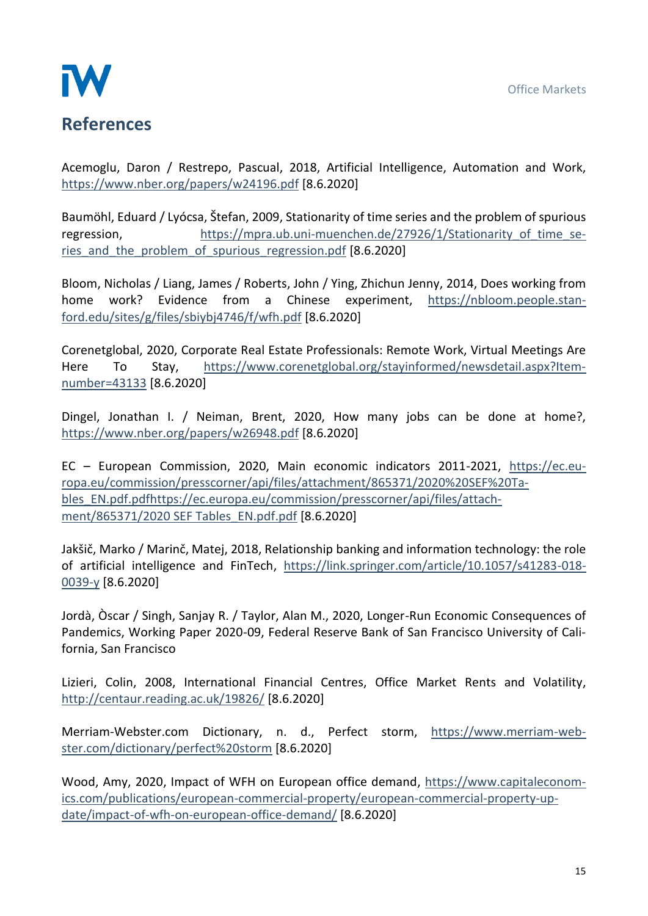# References

Acemoglu, Daron / Restrepo, Pascual, 2018, Artificial Intelligence, Automation and Work, https://www.nber.org/papers/w24196.pdf [8.6.2020]

Baumöhl, Eduard / Lyócsa, Štefan, 2009, Stationarity of time series and the problem of spurious regression, https://mpra.ub.uni-muenchen.de/27926/1/Stationarity_of_time_series_and_the_problem_of_spurious_regression.pdf [8.6.2020]

Bloom, Nicholas / Liang, James / Roberts, John / Ying, Zhichun Jenny, 2014, Does working from home work? Evidence from a Chinese experiment, https://nbloom.people.stanford.edu/sites/g/files/sbiybj4746/f/wfh.pdf [8.6.2020]

Corenetglobal, 2020, Corporate Real Estate Professionals: Remote Work, Virtual Meetings Are Here To Stay, https://www.corenetglobal.org/stayinformed/newsdetail.aspx?Itemnumber=43133 [8.6.2020]

Dingel, Jonathan I. / Neiman, Brent, 2020, How many jobs can be done at home?, https://www.nber.org/papers/w26948.pdf [8.6.2020]

EC – European Commission, 2020, Main economic indicators 2011-2021, https://ec.europa.eu/commission/presscorner/api/files/attachment/865371/2020%20SEF%20Tables_EN.pdf.pdfhttps://ec.europa.eu/commission/presscorner/api/files/attachment/865371/2020 SEF Tables_EN.pdf.pdf [8.6.2020]

Jakšič, Marko / Marinč, Matej, 2018, Relationship banking and information technology: the role of artificial intelligence and FinTech, https://link.springer.com/article/10.1057/s41283-018-0039-y [8.6.2020]

Jordà, Òscar / Singh, Sanjay R. / Taylor, Alan M., 2020, Longer-Run Economic Consequences of Pandemics, Working Paper 2020-09, Federal Reserve Bank of San Francisco University of California, San Francisco

Lizieri, Colin, 2008, International Financial Centres, Office Market Rents and Volatility, http://centaur.reading.ac.uk/19826/ [8.6.2020]

Merriam-Webster.com Dictionary, n. d., Perfect storm, https://www.merriam-webster.com/dictionary/perfect%20storm [8.6.2020]

Wood, Amy, 2020, Impact of WFH on European office demand, https://www.capitaleconomics.com/publications/european-commercial-property/european-commercial-property-update/impact-of-wfh-on-european-office-demand/ [8.6.2020]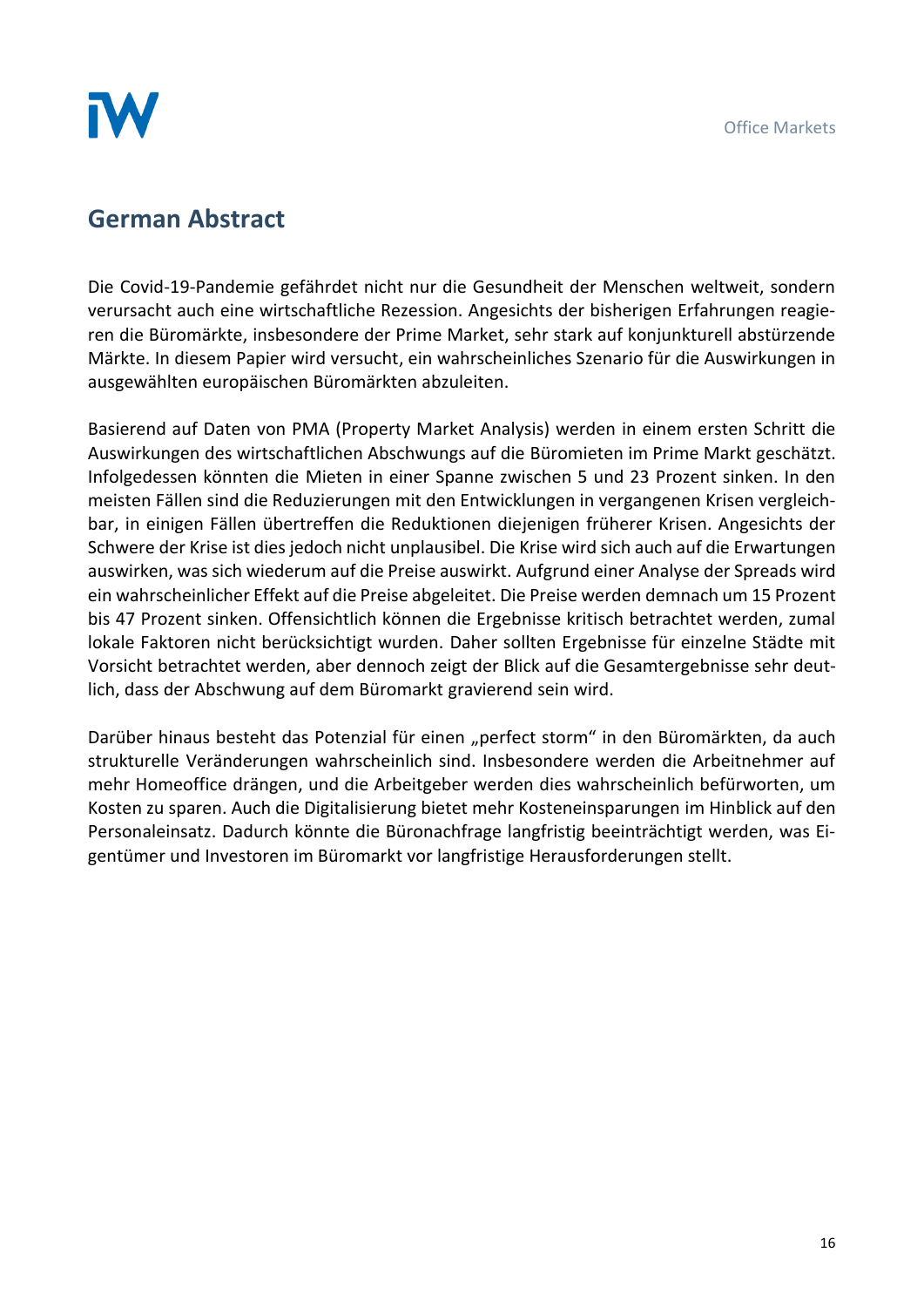## German Abstract

Die Covid-19-Pandemie gefährdet nicht nur die Gesundheit der Menschen weltweit, sondern verursacht auch eine wirtschaftliche Rezession. Angesichts der bisherigen Erfahrungen reagieren die Büromärkte, insbesondere der Prime Market, sehr stark auf konjunkturell abstürzende Märkte. In diesem Papier wird versucht, ein wahrscheinliches Szenario für die Auswirkungen in ausgewählten europäischen Büromärkten abzuleiten.

Basierend auf Daten von PMA (Property Market Analysis) werden in einem ersten Schritt die Auswirkungen des wirtschaftlichen Abschwungs auf die Büromieten im Prime Markt geschätzt. Infolgedessen könnten die Mieten in einer Spanne zwischen 5 und 23 Prozent sinken. In den meisten Fällen sind die Reduzierungen mit den Entwicklungen in vergangenen Krisen vergleichbar, in einigen Fällen übertreffen die Reduktionen diejenigen früherer Krisen. Angesichts der Schwere der Krise ist dies jedoch nicht unplausibel. Die Krise wird sich auch auf die Erwartungen auswirken, was sich wiederum auf die Preise auswirkt. Aufgrund einer Analyse der Spreads wird ein wahrscheinlicher Effekt auf die Preise abgeleitet. Die Preise werden demnach um 15 Prozent bis 47 Prozent sinken. Offensichtlich können die Ergebnisse kritisch betrachtet werden, zumal lokale Faktoren nicht berücksichtigt wurden. Daher sollten Ergebnisse für einzelne Städte mit Vorsicht betrachtet werden, aber dennoch zeigt der Blick auf die Gesamtergebnisse sehr deutlich, dass der Abschwung auf dem Büromarkt gravierend sein wird.

Darüber hinaus besteht das Potenzial für einen „perfect storm" in den Büromärkten, da auch strukturelle Veränderungen wahrscheinlich sind. Insbesondere werden die Arbeitnehmer auf mehr Homeoffice drängen, und die Arbeitgeber werden dies wahrscheinlich befürworten, um Kosten zu sparen. Auch die Digitalisierung bietet mehr Kosteneinsparungen im Hinblick auf den Personaleinsatz. Dadurch könnte die Büronachfrage langfristig beeinträchtigt werden, was Eigentümer und Investoren im Büromarkt vor langfristige Herausforderungen stellt.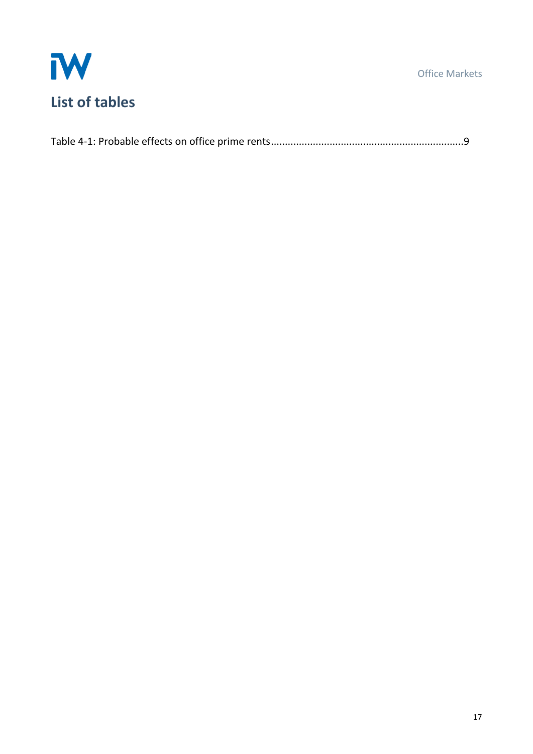# List of tables

Table 4-1: Probable effects on office prime rents....................................................................9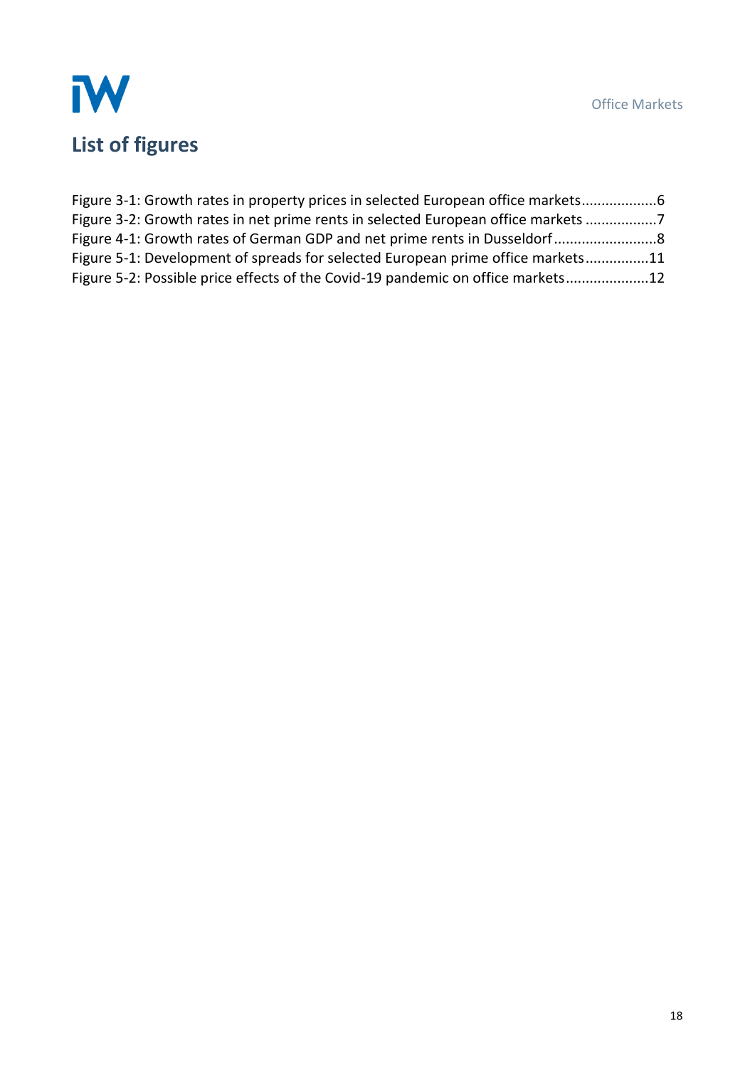# List of figures

Figure 3-1: Growth rates in property prices in selected European office markets...................6
Figure 3-2: Growth rates in net prime rents in selected European office markets ..................7
Figure 4-1: Growth rates of German GDP and net prime rents in Dusseldorf..........................8
Figure 5-1: Development of spreads for selected European prime office markets................11
Figure 5-2: Possible price effects of the Covid-19 pandemic on office markets.....................12